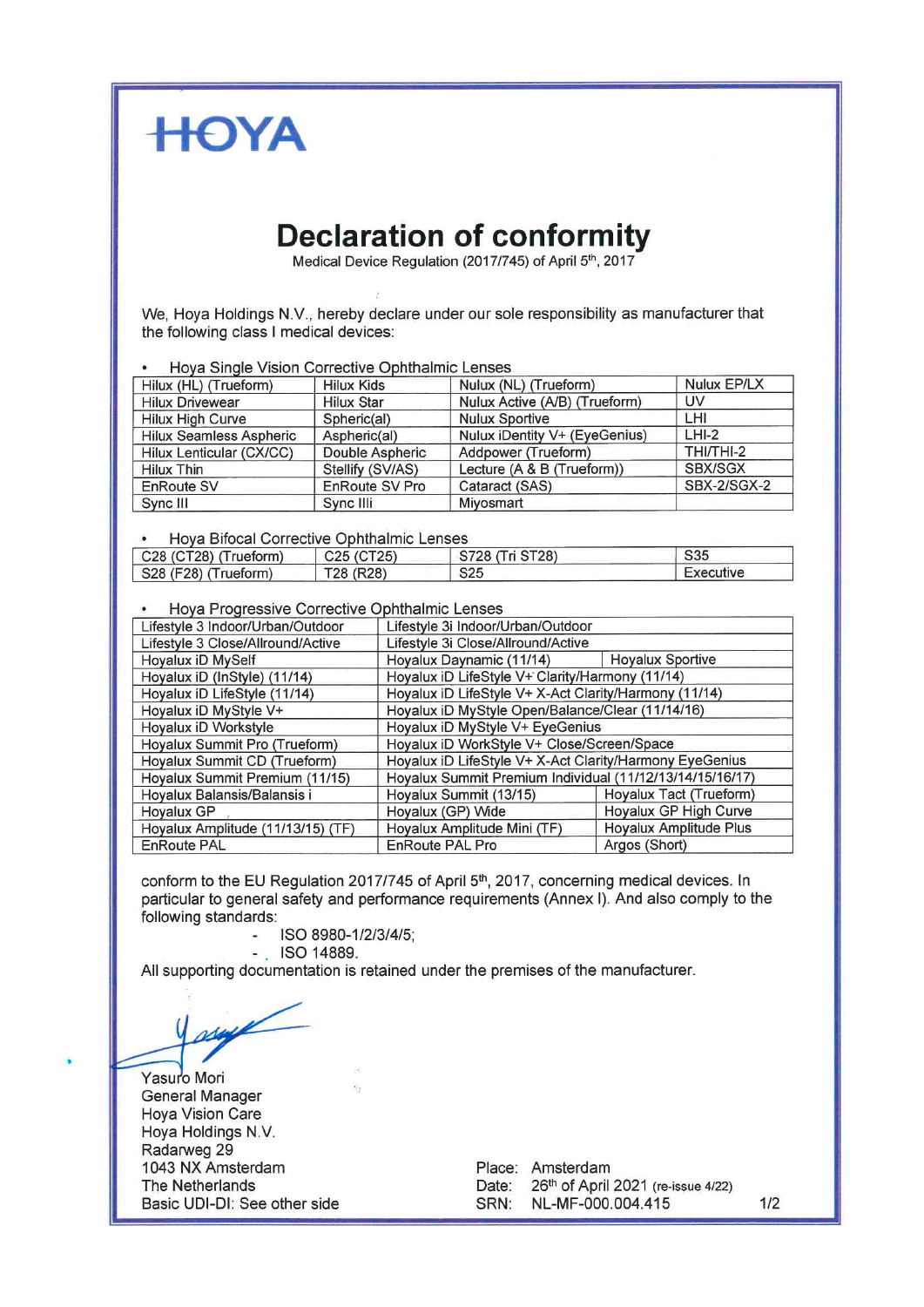HOYA

# Declaration of conformity

Medical Device Regulation (2017/745) of April 5th, 2017

We, Hoya Holdings N.V., hereby declare under our sole responsibility as manufacturer that the following class I medical devices:

- Hoya Single Vision Corrective Ophthalmic Lenses

| Hilux (HL) (Trueform) | Hilux Kids | Nulux (NL) (Trueform) | Nulux EP/LX |
|---|---|---|---|
| Hilux Drivewear | Hilux Star | Nulux Active (A/B) (Trueform) | UV |
| Hilux High Curve | Spheric(al) | Nulux Sportive | LHI |
| Hilux Seamless Aspheric | Aspheric(al) | Nulux iDentity V+ (EyeGenius) | LHI-2 |
| Hilux Lenticular (CX/CC) | Double Aspheric | Addpower (Trueform) | THI/THI-2 |
| Hilux Thin | Stellify (SV/AS) | Lecture (A & B (Trueform)) | SBX/SGX |
| EnRoute SV | EnRoute SV Pro | Cataract (SAS) | SBX-2/SGX-2 |
| Sync III | Sync IIIi | Miyosmart | |

- Hoya Bifocal Corrective Ophthalmic Lenses

| C28 (CT28) (Trueform) | C25 (CT25) | S728 (Tri ST28) | S35 |
|---|---|---|---|
| S28 (F28) (Trueform) | T28 (R28) | S25 | Executive |

- Hoya Progressive Corrective Ophthalmic Lenses

| | | |
|---|---|---|
| Lifestyle 3 Indoor/Urban/Outdoor | Lifestyle 3i Indoor/Urban/Outdoor | |
| Lifestyle 3 Close/Allround/Active | Lifestyle 3i Close/Allround/Active | |
| Hoyalux iD MySelf | Hoyalux Daynamic (11/14) | Hoyalux Sportive |
| Hoyalux iD (InStyle) (11/14) | Hoyalux iD LifeStyle V+ Clarity/Harmony (11/14) | |
| Hoyalux iD LifeStyle (11/14) | Hoyalux iD LifeStyle V+ X-Act Clarity/Harmony (11/14) | |
| Hoyalux iD MyStyle V+ | Hoyalux iD MyStyle Open/Balance/Clear (11/14/16) | |
| Hoyalux iD Workstyle | Hoyalux iD MyStyle V+ EyeGenius | |
| Hoyalux Summit Pro (Trueform) | Hoyalux iD WorkStyle V+ Close/Screen/Space | |
| Hoyalux Summit CD (Trueform) | Hoyalux iD LifeStyle V+ X-Act Clarity/Harmony EyeGenius | |
| Hoyalux Summit Premium (11/15) | Hoyalux Summit Premium Individual (11/12/13/14/15/16/17) | |
| Hoyalux Balansis/Balansis i | Hoyalux Summit (13/15) | Hoyalux Tact (Trueform) |
| Hoyalux GP | Hoyalux (GP) Wide | Hoyalux GP High Curve |
| Hoyalux Amplitude (11/13/15) (TF) | Hoyalux Amplitude Mini (TF) | Hoyalux Amplitude Plus |
| EnRoute PAL | EnRoute PAL Pro | Argos (Short) |

conform to the EU Regulation 2017/745 of April 5th, 2017, concerning medical devices. In particular to general safety and performance requirements (Annex I). And also comply to the following standards:

- ISO 8980-1/2/3/4/5;
- ISO 14889.

All supporting documentation is retained under the premises of the manufacturer.

Yasuro Mori
General Manager
Hoya Vision Care
Hoya Holdings N.V.
Radarweg 29
1043 NX Amsterdam
The Netherlands
Basic UDI-DI: See other side

Place: Amsterdam
Date: 26th of April 2021 (re-issue 4/22)
SRN: NL-MF-000.004.415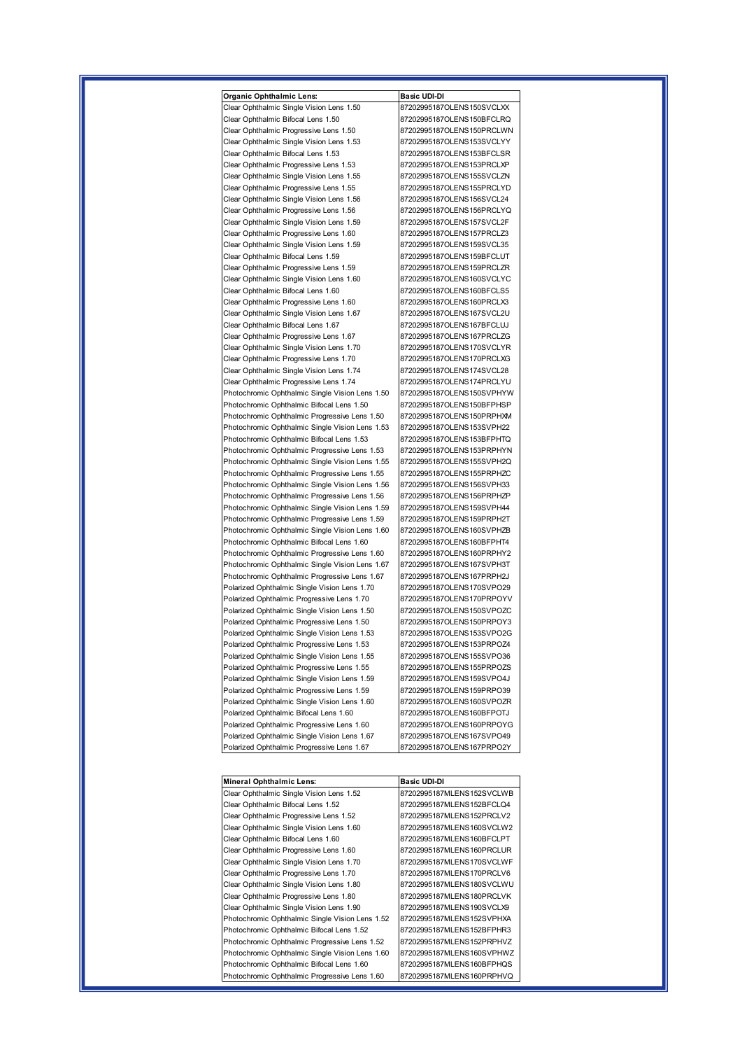| Organic Ophthalmic Lens: | Basic UDI-DI |
|---|---|
| Clear Ophthalmic Single Vision Lens 1.50 | 87202995187OLENS150SVCLXX |
| Clear Ophthalmic Bifocal Lens 1.50 | 87202995187OLENS150BFCLRQ |
| Clear Ophthalmic Progressive Lens 1.50 | 87202995187OLENS150PRCLWN |
| Clear Ophthalmic Single Vision Lens 1.53 | 87202995187OLENS153SVCLYY |
| Clear Ophthalmic Bifocal Lens 1.53 | 87202995187OLENS153BFCLSR |
| Clear Ophthalmic Progressive Lens 1.53 | 87202995187OLENS153PRCLXP |
| Clear Ophthalmic Single Vision Lens 1.55 | 87202995187OLENS155SVCLZN |
| Clear Ophthalmic Progressive Lens 1.55 | 87202995187OLENS155PRCLYD |
| Clear Ophthalmic Single Vision Lens 1.56 | 87202995187OLENS156SVCL24 |
| Clear Ophthalmic Progressive Lens 1.56 | 87202995187OLENS156PRCLYQ |
| Clear Ophthalmic Single Vision Lens 1.59 | 87202995187OLENS157SVCL2F |
| Clear Ophthalmic Progressive Lens 1.60 | 87202995187OLENS157PRCLZ3 |
| Clear Ophthalmic Single Vision Lens 1.59 | 87202995187OLENS159SVCL35 |
| Clear Ophthalmic Bifocal Lens 1.59 | 87202995187OLENS159BFCLUT |
| Clear Ophthalmic Progressive Lens 1.59 | 87202995187OLENS159PRCLZR |
| Clear Ophthalmic Single Vision Lens 1.60 | 87202995187OLENS160SVCLYC |
| Clear Ophthalmic Bifocal Lens 1.60 | 87202995187OLENS160BFCLS5 |
| Clear Ophthalmic Progressive Lens 1.60 | 87202995187OLENS160PRCLX3 |
| Clear Ophthalmic Single Vision Lens 1.67 | 87202995187OLENS167SVCL2U |
| Clear Ophthalmic Bifocal Lens 1.67 | 87202995187OLENS167BFCLUJ |
| Clear Ophthalmic Progressive Lens 1.67 | 87202995187OLENS167PRCLZG |
| Clear Ophthalmic Single Vision Lens 1.70 | 87202995187OLENS170SVCLYR |
| Clear Ophthalmic Progressive Lens 1.70 | 87202995187OLENS170PRCLXG |
| Clear Ophthalmic Single Vision Lens 1.74 | 87202995187OLENS174SVCL28 |
| Clear Ophthalmic Progressive Lens 1.74 | 87202995187OLENS174PRCLYU |
| Photochromic Ophthalmic Single Vision Lens 1.50 | 87202995187OLENS150SVPHYW |
| Photochromic Ophthalmic Bifocal Lens 1.50 | 87202995187OLENS150BFPHSP |
| Photochromic Ophthalmic Progressive Lens 1.50 | 87202995187OLENS150PRPHXM |
| Photochromic Ophthalmic Single Vision Lens 1.53 | 87202995187OLENS153SVPH22 |
| Photochromic Ophthalmic Bifocal Lens 1.53 | 87202995187OLENS153BFPHTQ |
| Photochromic Ophthalmic Progressive Lens 1.53 | 87202995187OLENS153PRPHYN |
| Photochromic Ophthalmic Single Vision Lens 1.55 | 87202995187OLENS155SVPH2Q |
| Photochromic Ophthalmic Progressive Lens 1.55 | 87202995187OLENS155PRPHZC |
| Photochromic Ophthalmic Single Vision Lens 1.56 | 87202995187OLENS156SVPH33 |
| Photochromic Ophthalmic Progressive Lens 1.56 | 87202995187OLENS156PRPHZP |
| Photochromic Ophthalmic Single Vision Lens 1.59 | 87202995187OLENS159SVPH44 |
| Photochromic Ophthalmic Progressive Lens 1.59 | 87202995187OLENS159PRPH2T |
| Photochromic Ophthalmic Single Vision Lens 1.60 | 87202995187OLENS160SVPHZB |
| Photochromic Ophthalmic Bifocal Lens 1.60 | 87202995187OLENS160BFPHT4 |
| Photochromic Ophthalmic Progressive Lens 1.60 | 87202995187OLENS160PRPHY2 |
| Photochromic Ophthalmic Single Vision Lens 1.67 | 87202995187OLENS167SVPH3T |
| Photochromic Ophthalmic Progressive Lens 1.67 | 87202995187OLENS167PRPH2J |
| Polarized Ophthalmic Single Vision Lens 1.70 | 87202995187OLENS170SVPO29 |
| Polarized Ophthalmic Progressive Lens 1.70 | 87202995187OLENS170PRPOYV |
| Polarized Ophthalmic Single Vision Lens 1.50 | 87202995187OLENS150SVPOZC |
| Polarized Ophthalmic Progressive Lens 1.50 | 87202995187OLENS150PRPOY3 |
| Polarized Ophthalmic Single Vision Lens 1.53 | 87202995187OLENS153SVPO2G |
| Polarized Ophthalmic Progressive Lens 1.53 | 87202995187OLENS153PRPOZ4 |
| Polarized Ophthalmic Single Vision Lens 1.55 | 87202995187OLENS155SVPO36 |
| Polarized Ophthalmic Progressive Lens 1.55 | 87202995187OLENS155PRPOZS |
| Polarized Ophthalmic Single Vision Lens 1.59 | 87202995187OLENS159SVPO4J |
| Polarized Ophthalmic Progressive Lens 1.59 | 87202995187OLENS159PRPO39 |
| Polarized Ophthalmic Single Vision Lens 1.60 | 87202995187OLENS160SVPOZR |
| Polarized Ophthalmic Bifocal Lens 1.60 | 87202995187OLENS160BFPOTJ |
| Polarized Ophthalmic Progressive Lens 1.60 | 87202995187OLENS160PRPOYG |
| Polarized Ophthalmic Single Vision Lens 1.67 | 87202995187OLENS167SVPO49 |
| Polarized Ophthalmic Progressive Lens 1.67 | 87202995187OLENS167PRPO2Y |

| Mineral Ophthalmic Lens: | Basic UDI-DI |
|---|---|
| Clear Ophthalmic Single Vision Lens 1.52 | 87202995187MLENS152SVCLWB |
| Clear Ophthalmic Bifocal Lens 1.52 | 87202995187MLENS152BFCLQ4 |
| Clear Ophthalmic Progressive Lens 1.52 | 87202995187MLENS152PRCLV2 |
| Clear Ophthalmic Single Vision Lens 1.60 | 87202995187MLENS160SVCLW2 |
| Clear Ophthalmic Bifocal Lens 1.60 | 87202995187MLENS160BFCLPT |
| Clear Ophthalmic Progressive Lens 1.60 | 87202995187MLENS160PRCLUR |
| Clear Ophthalmic Single Vision Lens 1.70 | 87202995187MLENS170SVCLWF |
| Clear Ophthalmic Progressive Lens 1.70 | 87202995187MLENS170PRCLV6 |
| Clear Ophthalmic Single Vision Lens 1.80 | 87202995187MLENS180SVCLWU |
| Clear Ophthalmic Progressive Lens 1.80 | 87202995187MLENS180PRCLVK |
| Clear Ophthalmic Single Vision Lens 1.90 | 87202995187MLENS190SVCLX9 |
| Photochromic Ophthalmic Single Vision Lens 1.52 | 87202995187MLENS152SVPHXA |
| Photochromic Ophthalmic Bifocal Lens 1.52 | 87202995187MLENS152BFPHR3 |
| Photochromic Ophthalmic Progressive Lens 1.52 | 87202995187MLENS152PRPHVZ |
| Photochromic Ophthalmic Single Vision Lens 1.60 | 87202995187MLENS160SVPHWZ |
| Photochromic Ophthalmic Bifocal Lens 1.60 | 87202995187MLENS160BFPHQS |
| Photochromic Ophthalmic Progressive Lens 1.60 | 87202995187MLENS160PRPHVQ |